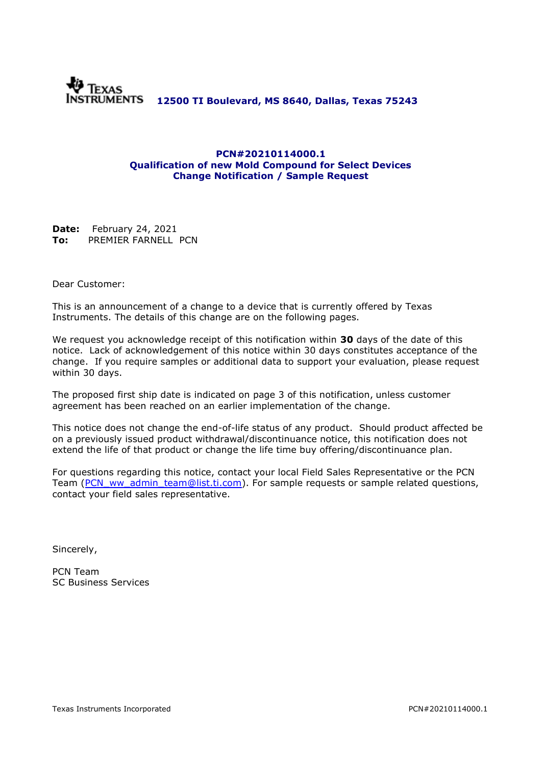Texas Instruments **12500 TI Boulevard, MS 8640, Dallas, Texas 75243**

## PCN#20210114000.1
## Qualification of new Mold Compound for Select Devices
## Change Notification / Sample Request

**Date:** February 24, 2021
**To:** PREMIER FARNELL PCN

Dear Customer:

This is an announcement of a change to a device that is currently offered by Texas Instruments. The details of this change are on the following pages.

We request you acknowledge receipt of this notification within **30** days of the date of this notice. Lack of acknowledgement of this notice within 30 days constitutes acceptance of the change. If you require samples or additional data to support your evaluation, please request within 30 days.

The proposed first ship date is indicated on page 3 of this notification, unless customer agreement has been reached on an earlier implementation of the change.

This notice does not change the end-of-life status of any product. Should product affected be on a previously issued product withdrawal/discontinuance notice, this notification does not extend the life of that product or change the life time buy offering/discontinuance plan.

For questions regarding this notice, contact your local Field Sales Representative or the PCN Team (PCN_ww_admin_team@list.ti.com). For sample requests or sample related questions, contact your field sales representative.

Sincerely,

PCN Team
SC Business Services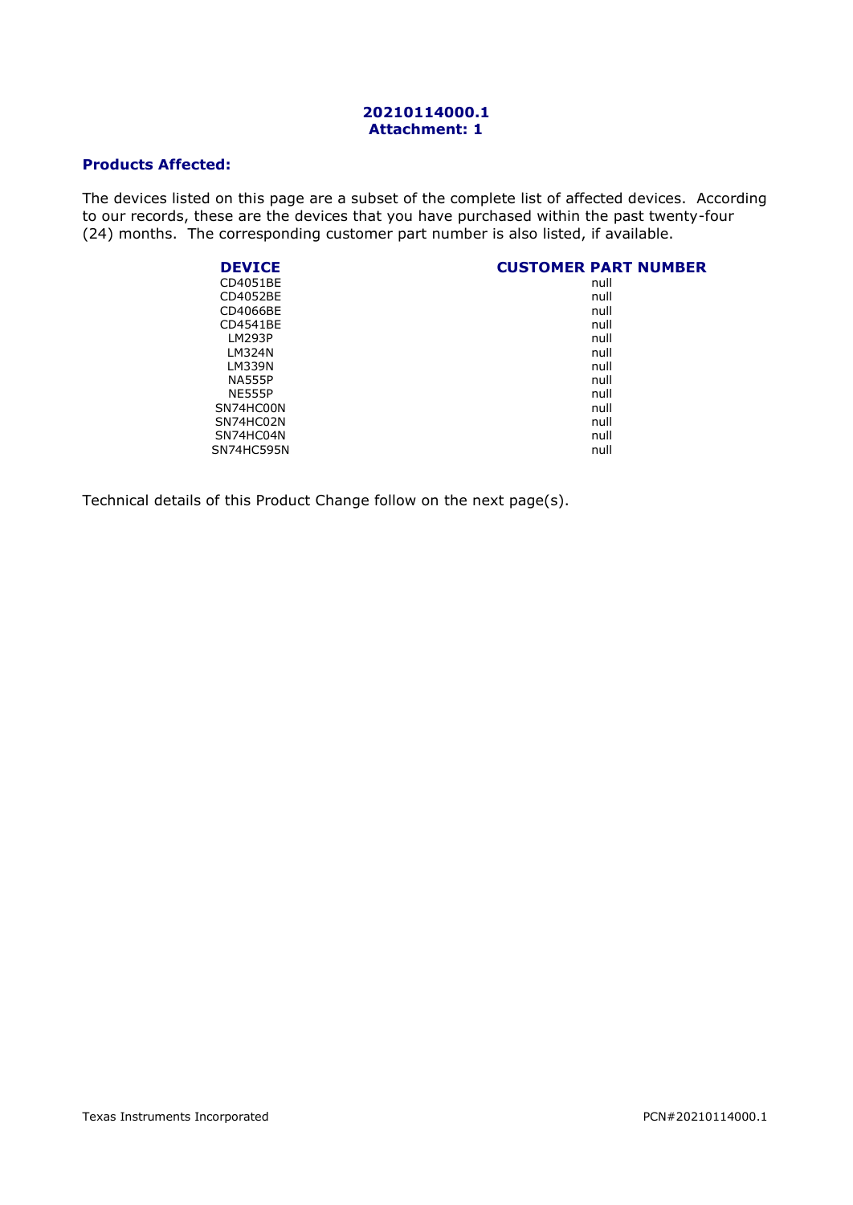**20210114000.1**
**Attachment: 1**

## Products Affected:

The devices listed on this page are a subset of the complete list of affected devices. According to our records, these are the devices that you have purchased within the past twenty-four (24) months. The corresponding customer part number is also listed, if available.

| DEVICE | CUSTOMER PART NUMBER |
|---|---|
| CD4051BE | null |
| CD4052BE | null |
| CD4066BE | null |
| CD4541BE | null |
| LM293P | null |
| LM324N | null |
| LM339N | null |
| NA555P | null |
| NE555P | null |
| SN74HC00N | null |
| SN74HC02N | null |
| SN74HC04N | null |
| SN74HC595N | null |

Technical details of this Product Change follow on the next page(s).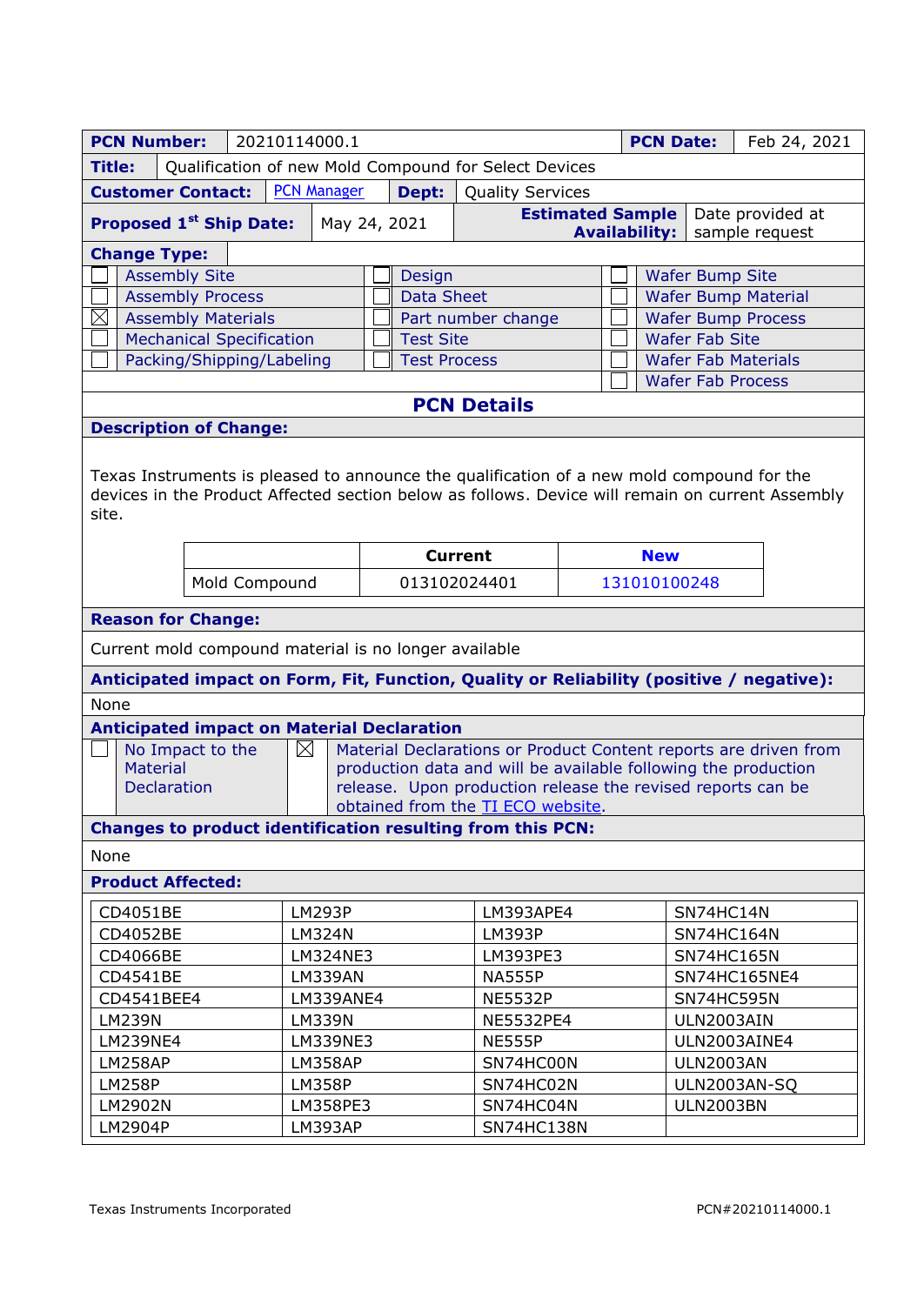| **PCN Number:** | 20210114000.1 | **PCN Date:** | Feb 24, 2021 |
|---|---|---|---|
| **Title:** | Qualification of new Mold Compound for Select Devices | | |
| **Customer Contact:** | PCN Manager | **Dept:** | Quality Services |
| **Proposed 1st Ship Date:** | May 24, 2021 | **Estimated Sample Availability:** | Date provided at sample request |

**Change Type:**

| | | | | | |
|---|---|---|---|---|---|
| ☐ | Assembly Site | ☐ | Design | ☐ | Wafer Bump Site |
| ☐ | Assembly Process | ☐ | Data Sheet | ☐ | Wafer Bump Material |
| ☒ | Assembly Materials | ☐ | Part number change | ☐ | Wafer Bump Process |
| ☐ | Mechanical Specification | ☐ | Test Site | ☐ | Wafer Fab Site |
| ☐ | Packing/Shipping/Labeling | ☐ | Test Process | ☐ | Wafer Fab Materials |
| | | | | ☐ | Wafer Fab Process |

## PCN Details

**Description of Change:**

Texas Instruments is pleased to announce the qualification of a new mold compound for the devices in the Product Affected section below as follows. Device will remain on current Assembly site.

| | Current | New |
|---|---|---|
| Mold Compound | 013102024401 | 131010100248 |

**Reason for Change:**

Current mold compound material is no longer available

**Anticipated impact on Form, Fit, Function, Quality or Reliability (positive / negative):**

None

**Anticipated impact on Material Declaration**

| | | | |
|---|---|---|---|
| ☐ | No Impact to the Material Declaration | ☒ | Material Declarations or Product Content reports are driven from production data and will be available following the production release. Upon production release the revised reports can be obtained from the TI ECO website. |

**Changes to product identification resulting from this PCN:**

None

**Product Affected:**

| | | | |
|---|---|---|---|
| CD4051BE | LM293P | LM393APE4 | SN74HC14N |
| CD4052BE | LM324N | LM393P | SN74HC164N |
| CD4066BE | LM324NE3 | LM393PE3 | SN74HC165N |
| CD4541BE | LM339AN | NA555P | SN74HC165NE4 |
| CD4541BEE4 | LM339ANE4 | NE5532P | SN74HC595N |
| LM239N | LM339N | NE5532PE4 | ULN2003AIN |
| LM239NE4 | LM339NE3 | NE555P | ULN2003AINE4 |
| LM258AP | LM358AP | SN74HC00N | ULN2003AN |
| LM258P | LM358P | SN74HC02N | ULN2003AN-SQ |
| LM2902N | LM358PE3 | SN74HC04N | ULN2003BN |
| LM2904P | LM393AP | SN74HC138N | |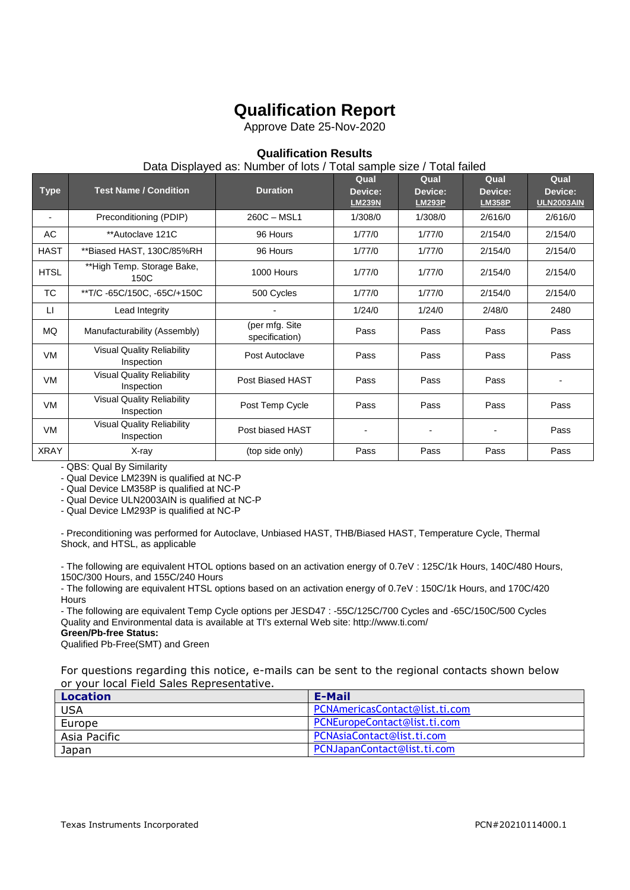# Qualification Report

Approve Date 25-Nov-2020

### Qualification Results

Data Displayed as: Number of lots / Total sample size / Total failed

| Type | Test Name / Condition | Duration | Qual Device: LM239N | Qual Device: LM293P | Qual Device: LM358P | Qual Device: ULN2003AIN |
|---|---|---|---|---|---|---|
| - | Preconditioning (PDIP) | 260C – MSL1 | 1/308/0 | 1/308/0 | 2/616/0 | 2/616/0 |
| AC | **Autoclave 121C | 96 Hours | 1/77/0 | 1/77/0 | 2/154/0 | 2/154/0 |
| HAST | **Biased HAST, 130C/85%RH | 96 Hours | 1/77/0 | 1/77/0 | 2/154/0 | 2/154/0 |
| HTSL | **High Temp. Storage Bake, 150C | 1000 Hours | 1/77/0 | 1/77/0 | 2/154/0 | 2/154/0 |
| TC | **T/C -65C/150C, -65C/+150C | 500 Cycles | 1/77/0 | 1/77/0 | 2/154/0 | 2/154/0 |
| LI | Lead Integrity | - | 1/24/0 | 1/24/0 | 2/48/0 | 2480 |
| MQ | Manufacturability (Assembly) | (per mfg. Site specification) | Pass | Pass | Pass | Pass |
| VM | Visual Quality Reliability Inspection | Post Autoclave | Pass | Pass | Pass | Pass |
| VM | Visual Quality Reliability Inspection | Post Biased HAST | Pass | Pass | Pass | - |
| VM | Visual Quality Reliability Inspection | Post Temp Cycle | Pass | Pass | Pass | Pass |
| VM | Visual Quality Reliability Inspection | Post biased HAST | - | - | - | Pass |
| XRAY | X-ray | (top side only) | Pass | Pass | Pass | Pass |

- QBS: Qual By Similarity
- Qual Device LM239N is qualified at NC-P
- Qual Device LM358P is qualified at NC-P
- Qual Device ULN2003AIN is qualified at NC-P
- Qual Device LM293P is qualified at NC-P

- Preconditioning was performed for Autoclave, Unbiased HAST, THB/Biased HAST, Temperature Cycle, Thermal Shock, and HTSL, as applicable

- The following are equivalent HTOL options based on an activation energy of 0.7eV : 125C/1k Hours, 140C/480 Hours, 150C/300 Hours, and 155C/240 Hours
- The following are equivalent HTSL options based on an activation energy of 0.7eV : 150C/1k Hours, and 170C/420 Hours
- The following are equivalent Temp Cycle options per JESD47 : -55C/125C/700 Cycles and -65C/150C/500 Cycles

Quality and Environmental data is available at TI's external Web site: http://www.ti.com/

**Green/Pb-free Status:**

Qualified Pb-Free(SMT) and Green

For questions regarding this notice, e-mails can be sent to the regional contacts shown below or your local Field Sales Representative.

| Location | E-Mail |
|---|---|
| USA | PCNAmericasContact@list.ti.com |
| Europe | PCNEuropeContact@list.ti.com |
| Asia Pacific | PCNAsiaContact@list.ti.com |
| Japan | PCNJapanContact@list.ti.com |

Texas Instruments Incorporated PCN#20210114000.1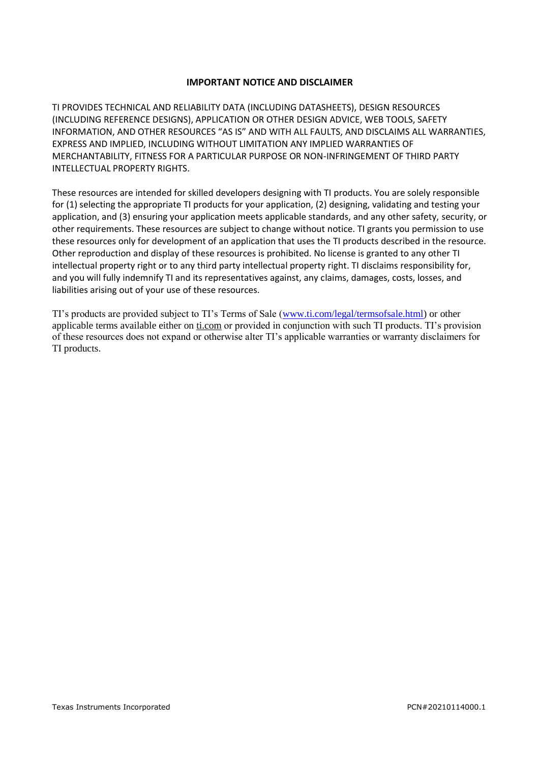## IMPORTANT NOTICE AND DISCLAIMER

TI PROVIDES TECHNICAL AND RELIABILITY DATA (INCLUDING DATASHEETS), DESIGN RESOURCES (INCLUDING REFERENCE DESIGNS), APPLICATION OR OTHER DESIGN ADVICE, WEB TOOLS, SAFETY INFORMATION, AND OTHER RESOURCES "AS IS" AND WITH ALL FAULTS, AND DISCLAIMS ALL WARRANTIES, EXPRESS AND IMPLIED, INCLUDING WITHOUT LIMITATION ANY IMPLIED WARRANTIES OF MERCHANTABILITY, FITNESS FOR A PARTICULAR PURPOSE OR NON-INFRINGEMENT OF THIRD PARTY INTELLECTUAL PROPERTY RIGHTS.

These resources are intended for skilled developers designing with TI products. You are solely responsible for (1) selecting the appropriate TI products for your application, (2) designing, validating and testing your application, and (3) ensuring your application meets applicable standards, and any other safety, security, or other requirements. These resources are subject to change without notice. TI grants you permission to use these resources only for development of an application that uses the TI products described in the resource. Other reproduction and display of these resources is prohibited. No license is granted to any other TI intellectual property right or to any third party intellectual property right. TI disclaims responsibility for, and you will fully indemnify TI and its representatives against, any claims, damages, costs, losses, and liabilities arising out of your use of these resources.

TI's products are provided subject to TI's Terms of Sale (www.ti.com/legal/termsofsale.html) or other applicable terms available either on ti.com or provided in conjunction with such TI products. TI's provision of these resources does not expand or otherwise alter TI's applicable warranties or warranty disclaimers for TI products.

Texas Instruments Incorporated PCN#20210114000.1